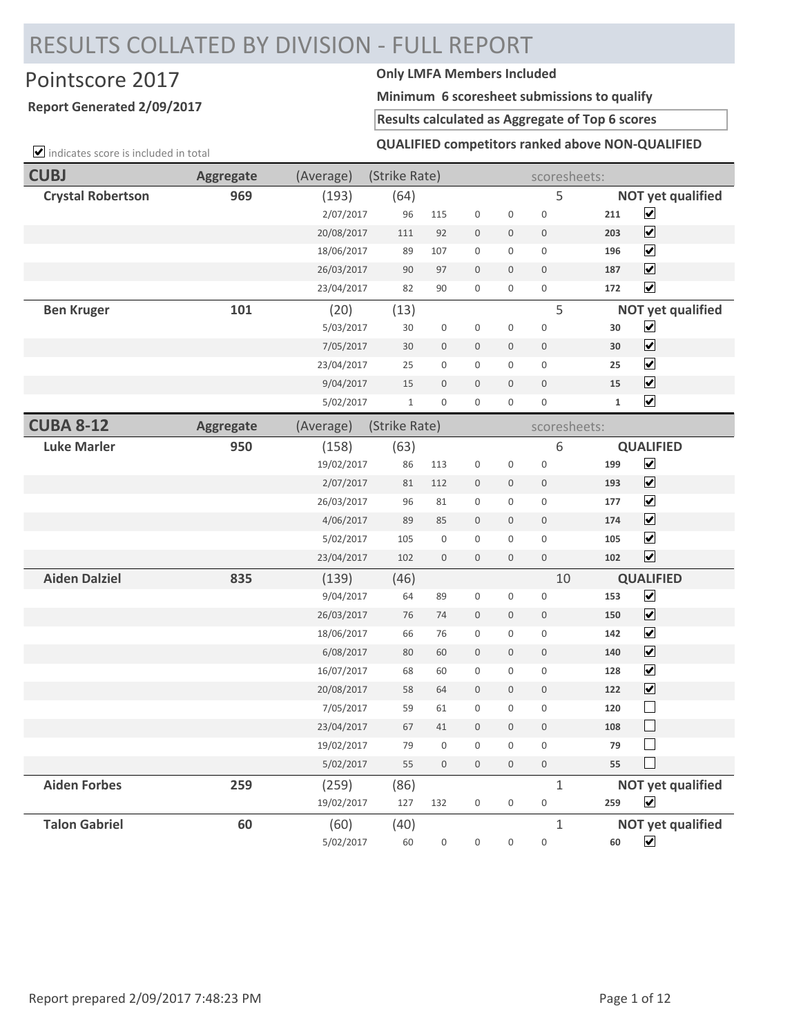# RESULTS COLLATED BY DIVISION - FULL REPORT

## Pointscore 2017

**Report Generated 2/09/2017**

**Only LMFA Members Included**

**Minimum 6 scoresheet submissions to qualify**

**Results calculated as Aggregate of Top 6 scores**

**QUALIFIED competitors ranked above NON-QUALIFIED**

☑ indicates score is included in total

| CUBJ | Aggregate | (Average) | (Strike Rate) | | | | | scoresheets: | | |
|---|---|---|---|---|---|---|---|---|---|---|
| **Crystal Robertson** | **969** | (193) | (64) | | | | | 5 | | **NOT yet qualified** |
| | | 2/07/2017 | 96 | 115 | 0 | 0 | 0 | | **211** | ☑ |
| | | 20/08/2017 | 111 | 92 | 0 | 0 | 0 | | **203** | ☑ |
| | | 18/06/2017 | 89 | 107 | 0 | 0 | 0 | | **196** | ☑ |
| | | 26/03/2017 | 90 | 97 | 0 | 0 | 0 | | **187** | ☑ |
| | | 23/04/2017 | 82 | 90 | 0 | 0 | 0 | | **172** | ☑ |
| **Ben Kruger** | **101** | (20) | (13) | | | | | 5 | | **NOT yet qualified** |
| | | 5/03/2017 | 30 | 0 | 0 | 0 | 0 | | **30** | ☑ |
| | | 7/05/2017 | 30 | 0 | 0 | 0 | 0 | | **30** | ☑ |
| | | 23/04/2017 | 25 | 0 | 0 | 0 | 0 | | **25** | ☑ |
| | | 9/04/2017 | 15 | 0 | 0 | 0 | 0 | | **15** | ☑ |
| | | 5/02/2017 | 1 | 0 | 0 | 0 | 0 | | **1** | ☑ |

| CUBA 8-12 | Aggregate | (Average) | (Strike Rate) | | | | | scoresheets: | | |
|---|---|---|---|---|---|---|---|---|---|---|
| **Luke Marler** | **950** | (158) | (63) | | | | | 6 | | **QUALIFIED** |
| | | 19/02/2017 | 86 | 113 | 0 | 0 | 0 | | **199** | ☑ |
| | | 2/07/2017 | 81 | 112 | 0 | 0 | 0 | | **193** | ☑ |
| | | 26/03/2017 | 96 | 81 | 0 | 0 | 0 | | **177** | ☑ |
| | | 4/06/2017 | 89 | 85 | 0 | 0 | 0 | | **174** | ☑ |
| | | 5/02/2017 | 105 | 0 | 0 | 0 | 0 | | **105** | ☑ |
| | | 23/04/2017 | 102 | 0 | 0 | 0 | 0 | | **102** | ☑ |
| **Aiden Dalziel** | **835** | (139) | (46) | | | | | 10 | | **QUALIFIED** |
| | | 9/04/2017 | 64 | 89 | 0 | 0 | 0 | | **153** | ☑ |
| | | 26/03/2017 | 76 | 74 | 0 | 0 | 0 | | **150** | ☑ |
| | | 18/06/2017 | 66 | 76 | 0 | 0 | 0 | | **142** | ☑ |
| | | 6/08/2017 | 80 | 60 | 0 | 0 | 0 | | **140** | ☑ |
| | | 16/07/2017 | 68 | 60 | 0 | 0 | 0 | | **128** | ☑ |
| | | 20/08/2017 | 58 | 64 | 0 | 0 | 0 | | **122** | ☑ |
| | | 7/05/2017 | 59 | 61 | 0 | 0 | 0 | | **120** | ☐ |
| | | 23/04/2017 | 67 | 41 | 0 | 0 | 0 | | **108** | ☐ |
| | | 19/02/2017 | 79 | 0 | 0 | 0 | 0 | | **79** | ☐ |
| | | 5/02/2017 | 55 | 0 | 0 | 0 | 0 | | **55** | ☐ |
| **Aiden Forbes** | **259** | (259) | (86) | | | | | 1 | | **NOT yet qualified** |
| | | 19/02/2017 | 127 | 132 | 0 | 0 | 0 | | **259** | ☑ |
| **Talon Gabriel** | **60** | (60) | (40) | | | | | 1 | | **NOT yet qualified** |
| | | 5/02/2017 | 60 | 0 | 0 | 0 | 0 | | **60** | ☑ |

Report prepared 2/09/2017 7:48:23 PM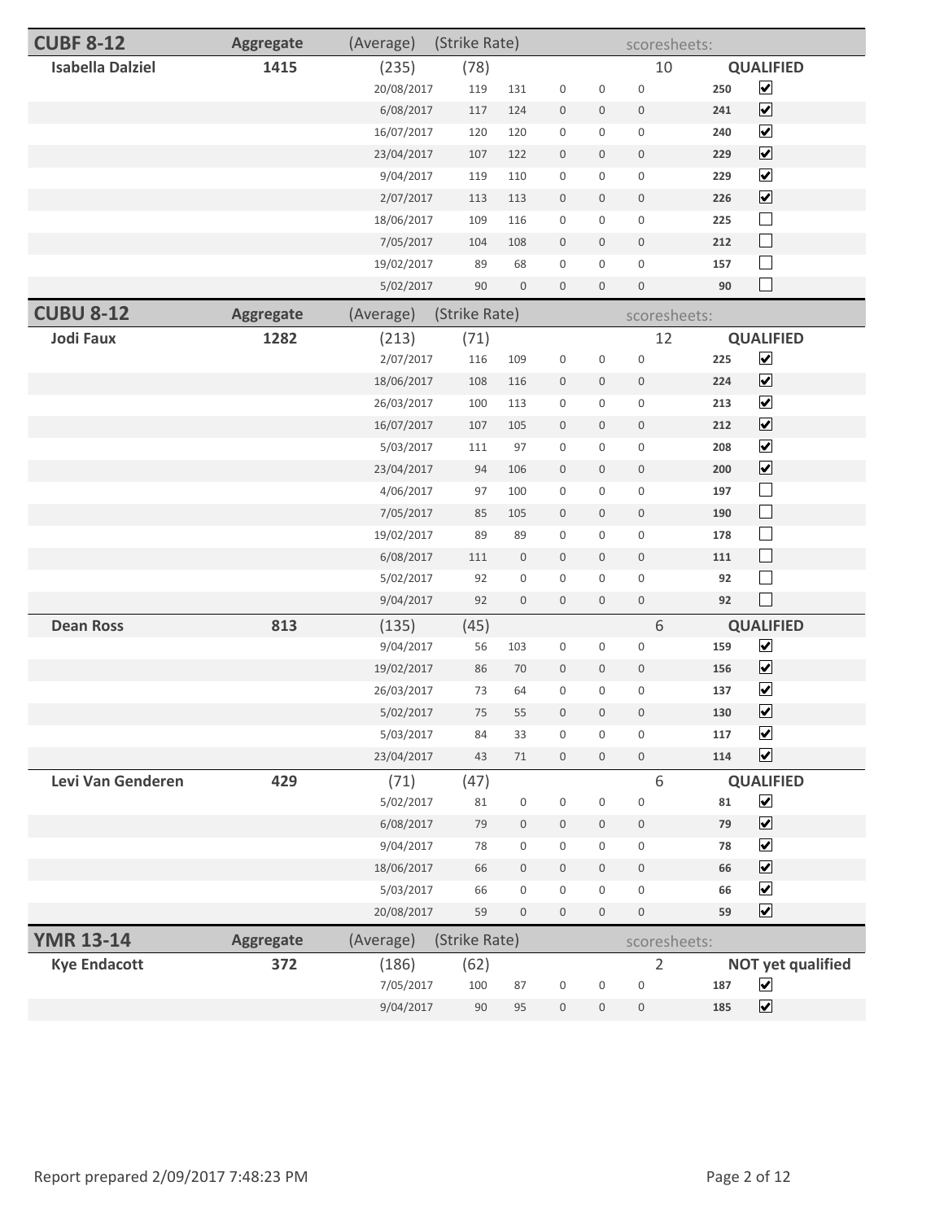## CUBF 8-12

| | Aggregate | (Average) | (Strike Rate) | | | | | scoresheets: | | |
|---|---|---|---|---|---|---|---|---|---|---|
| **Isabella Dalziel** | **1415** | (235) | (78) | | | | | 10 | | **QUALIFIED** |
| | | 20/08/2017 | 119 | 131 | 0 | 0 | 0 | | **250** | ☑ |
| | | 6/08/2017 | 117 | 124 | 0 | 0 | 0 | | **241** | ☑ |
| | | 16/07/2017 | 120 | 120 | 0 | 0 | 0 | | **240** | ☑ |
| | | 23/04/2017 | 107 | 122 | 0 | 0 | 0 | | **229** | ☑ |
| | | 9/04/2017 | 119 | 110 | 0 | 0 | 0 | | **229** | ☑ |
| | | 2/07/2017 | 113 | 113 | 0 | 0 | 0 | | **226** | ☑ |
| | | 18/06/2017 | 109 | 116 | 0 | 0 | 0 | | **225** | ☐ |
| | | 7/05/2017 | 104 | 108 | 0 | 0 | 0 | | **212** | ☐ |
| | | 19/02/2017 | 89 | 68 | 0 | 0 | 0 | | **157** | ☐ |
| | | 5/02/2017 | 90 | 0 | 0 | 0 | 0 | | **90** | ☐ |

## CUBU 8-12

| | Aggregate | (Average) | (Strike Rate) | | | | | scoresheets: | | |
|---|---|---|---|---|---|---|---|---|---|---|
| **Jodi Faux** | **1282** | (213) | (71) | | | | | 12 | | **QUALIFIED** |
| | | 2/07/2017 | 116 | 109 | 0 | 0 | 0 | | **225** | ☑ |
| | | 18/06/2017 | 108 | 116 | 0 | 0 | 0 | | **224** | ☑ |
| | | 26/03/2017 | 100 | 113 | 0 | 0 | 0 | | **213** | ☑ |
| | | 16/07/2017 | 107 | 105 | 0 | 0 | 0 | | **212** | ☑ |
| | | 5/03/2017 | 111 | 97 | 0 | 0 | 0 | | **208** | ☑ |
| | | 23/04/2017 | 94 | 106 | 0 | 0 | 0 | | **200** | ☑ |
| | | 4/06/2017 | 97 | 100 | 0 | 0 | 0 | | **197** | ☐ |
| | | 7/05/2017 | 85 | 105 | 0 | 0 | 0 | | **190** | ☐ |
| | | 19/02/2017 | 89 | 89 | 0 | 0 | 0 | | **178** | ☐ |
| | | 6/08/2017 | 111 | 0 | 0 | 0 | 0 | | **111** | ☐ |
| | | 5/02/2017 | 92 | 0 | 0 | 0 | 0 | | **92** | ☐ |
| | | 9/04/2017 | 92 | 0 | 0 | 0 | 0 | | **92** | ☐ |
| **Dean Ross** | **813** | (135) | (45) | | | | | 6 | | **QUALIFIED** |
| | | 9/04/2017 | 56 | 103 | 0 | 0 | 0 | | **159** | ☑ |
| | | 19/02/2017 | 86 | 70 | 0 | 0 | 0 | | **156** | ☑ |
| | | 26/03/2017 | 73 | 64 | 0 | 0 | 0 | | **137** | ☑ |
| | | 5/02/2017 | 75 | 55 | 0 | 0 | 0 | | **130** | ☑ |
| | | 5/03/2017 | 84 | 33 | 0 | 0 | 0 | | **117** | ☑ |
| | | 23/04/2017 | 43 | 71 | 0 | 0 | 0 | | **114** | ☑ |
| **Levi Van Genderen** | **429** | (71) | (47) | | | | | 6 | | **QUALIFIED** |
| | | 5/02/2017 | 81 | 0 | 0 | 0 | 0 | | **81** | ☑ |
| | | 6/08/2017 | 79 | 0 | 0 | 0 | 0 | | **79** | ☑ |
| | | 9/04/2017 | 78 | 0 | 0 | 0 | 0 | | **78** | ☑ |
| | | 18/06/2017 | 66 | 0 | 0 | 0 | 0 | | **66** | ☑ |
| | | 5/03/2017 | 66 | 0 | 0 | 0 | 0 | | **66** | ☑ |
| | | 20/08/2017 | 59 | 0 | 0 | 0 | 0 | | **59** | ☑ |

## YMR 13-14

| | Aggregate | (Average) | (Strike Rate) | | | | | scoresheets: | | |
|---|---|---|---|---|---|---|---|---|---|---|
| **Kye Endacott** | **372** | (186) | (62) | | | | | 2 | | **NOT yet qualified** |
| | | 7/05/2017 | 100 | 87 | 0 | 0 | 0 | | **187** | ☑ |
| | | 9/04/2017 | 90 | 95 | 0 | 0 | 0 | | **185** | ☑ |

Report prepared 2/09/2017 7:48:23 PM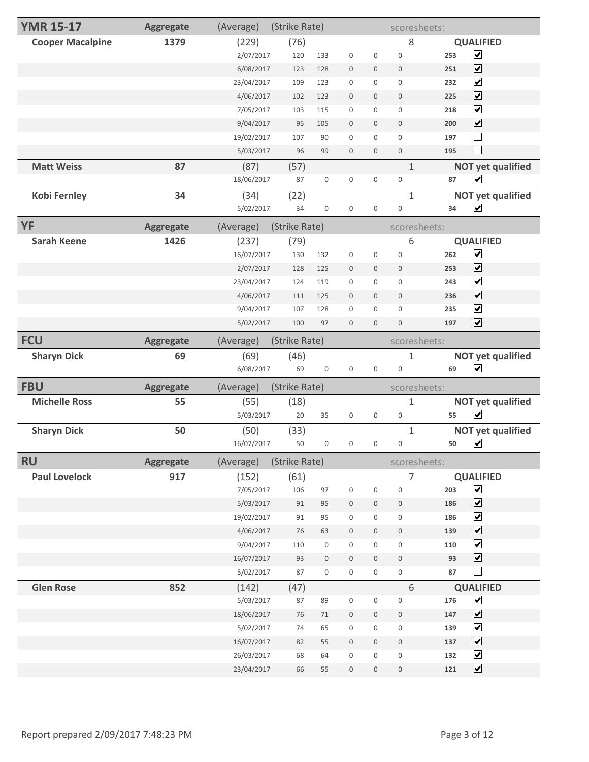## YMR 15-17

| | Aggregate | (Average) | (Strike Rate) | | | | | scoresheets: | | |
|---|---|---|---|---|---|---|---|---|---|---|
| **Cooper Macalpine** | **1379** | (229) | (76) | | | | | 8 | | **QUALIFIED** |
| | | 2/07/2017 | 120 | 133 | 0 | 0 | 0 | | 253 | ☑ |
| | | 6/08/2017 | 123 | 128 | 0 | 0 | 0 | | 251 | ☑ |
| | | 23/04/2017 | 109 | 123 | 0 | 0 | 0 | | 232 | ☑ |
| | | 4/06/2017 | 102 | 123 | 0 | 0 | 0 | | 225 | ☑ |
| | | 7/05/2017 | 103 | 115 | 0 | 0 | 0 | | 218 | ☑ |
| | | 9/04/2017 | 95 | 105 | 0 | 0 | 0 | | 200 | ☑ |
| | | 19/02/2017 | 107 | 90 | 0 | 0 | 0 | | 197 | ☐ |
| | | 5/03/2017 | 96 | 99 | 0 | 0 | 0 | | 195 | ☐ |
| **Matt Weiss** | **87** | (87) | (57) | | | | | 1 | | **NOT yet qualified** |
| | | 18/06/2017 | 87 | 0 | 0 | 0 | 0 | | 87 | ☑ |
| **Kobi Fernley** | **34** | (34) | (22) | | | | | 1 | | **NOT yet qualified** |
| | | 5/02/2017 | 34 | 0 | 0 | 0 | 0 | | 34 | ☑ |

## YF

| | Aggregate | (Average) | (Strike Rate) | | | | | scoresheets: | | |
|---|---|---|---|---|---|---|---|---|---|---|
| **Sarah Keene** | **1426** | (237) | (79) | | | | | 6 | | **QUALIFIED** |
| | | 16/07/2017 | 130 | 132 | 0 | 0 | 0 | | 262 | ☑ |
| | | 2/07/2017 | 128 | 125 | 0 | 0 | 0 | | 253 | ☑ |
| | | 23/04/2017 | 124 | 119 | 0 | 0 | 0 | | 243 | ☑ |
| | | 4/06/2017 | 111 | 125 | 0 | 0 | 0 | | 236 | ☑ |
| | | 9/04/2017 | 107 | 128 | 0 | 0 | 0 | | 235 | ☑ |
| | | 5/02/2017 | 100 | 97 | 0 | 0 | 0 | | 197 | ☑ |

## FCU

| | Aggregate | (Average) | (Strike Rate) | | | | | scoresheets: | | |
|---|---|---|---|---|---|---|---|---|---|---|
| **Sharyn Dick** | **69** | (69) | (46) | | | | | 1 | | **NOT yet qualified** |
| | | 6/08/2017 | 69 | 0 | 0 | 0 | 0 | | 69 | ☑ |

## FBU

| | Aggregate | (Average) | (Strike Rate) | | | | | scoresheets: | | |
|---|---|---|---|---|---|---|---|---|---|---|
| **Michelle Ross** | **55** | (55) | (18) | | | | | 1 | | **NOT yet qualified** |
| | | 5/03/2017 | 20 | 35 | 0 | 0 | 0 | | 55 | ☑ |
| **Sharyn Dick** | **50** | (50) | (33) | | | | | 1 | | **NOT yet qualified** |
| | | 16/07/2017 | 50 | 0 | 0 | 0 | 0 | | 50 | ☑ |

## RU

| | Aggregate | (Average) | (Strike Rate) | | | | | scoresheets: | | |
|---|---|---|---|---|---|---|---|---|---|---|
| **Paul Lovelock** | **917** | (152) | (61) | | | | | 7 | | **QUALIFIED** |
| | | 7/05/2017 | 106 | 97 | 0 | 0 | 0 | | 203 | ☑ |
| | | 5/03/2017 | 91 | 95 | 0 | 0 | 0 | | 186 | ☑ |
| | | 19/02/2017 | 91 | 95 | 0 | 0 | 0 | | 186 | ☑ |
| | | 4/06/2017 | 76 | 63 | 0 | 0 | 0 | | 139 | ☑ |
| | | 9/04/2017 | 110 | 0 | 0 | 0 | 0 | | 110 | ☑ |
| | | 16/07/2017 | 93 | 0 | 0 | 0 | 0 | | 93 | ☑ |
| | | 5/02/2017 | 87 | 0 | 0 | 0 | 0 | | 87 | ☐ |
| **Glen Rose** | **852** | (142) | (47) | | | | | 6 | | **QUALIFIED** |
| | | 5/03/2017 | 87 | 89 | 0 | 0 | 0 | | 176 | ☑ |
| | | 18/06/2017 | 76 | 71 | 0 | 0 | 0 | | 147 | ☑ |
| | | 5/02/2017 | 74 | 65 | 0 | 0 | 0 | | 139 | ☑ |
| | | 16/07/2017 | 82 | 55 | 0 | 0 | 0 | | 137 | ☑ |
| | | 26/03/2017 | 68 | 64 | 0 | 0 | 0 | | 132 | ☑ |
| | | 23/04/2017 | 66 | 55 | 0 | 0 | 0 | | 121 | ☑ |

Report prepared 2/09/2017 7:48:23 PM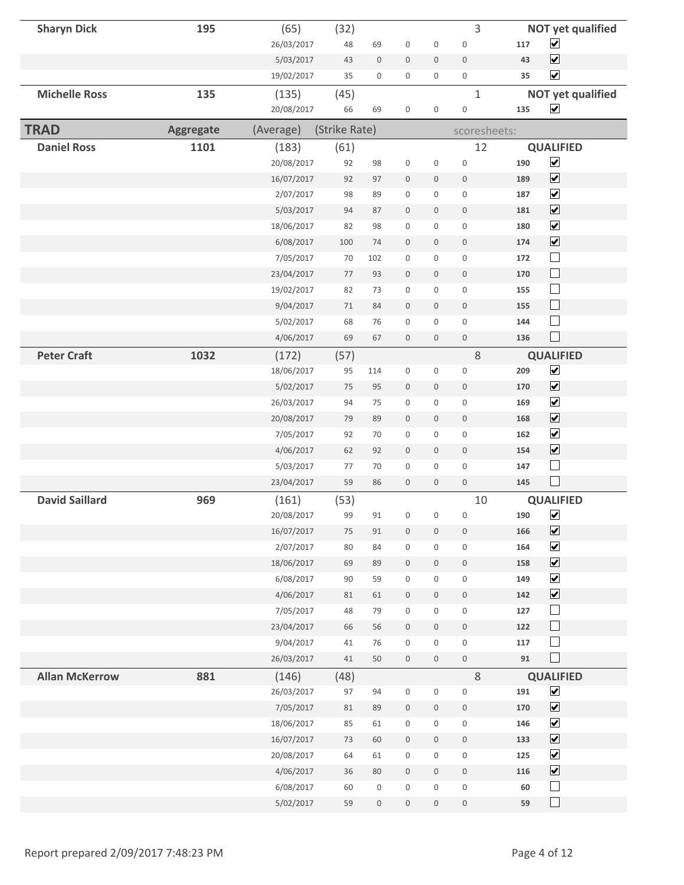| Name | Aggregate | (Average) | (Strike Rate) | | | | | scoresheets: | | |
|---|---|---|---|---|---|---|---|---|---|---|
| **Sharyn Dick** | **195** | (65) | (32) | | | | | 3 | | **NOT yet qualified** |
| | | 26/03/2017 | 48 | 69 | 0 | 0 | 0 | | **117** | ☑ |
| | | 5/03/2017 | 43 | 0 | 0 | 0 | 0 | | **43** | ☑ |
| | | 19/02/2017 | 35 | 0 | 0 | 0 | 0 | | **35** | ☑ |
| **Michelle Ross** | **135** | (135) | (45) | | | | | 1 | | **NOT yet qualified** |
| | | 20/08/2017 | 66 | 69 | 0 | 0 | 0 | | **135** | ☑ |
| **TRAD** | **Aggregate** | (Average) | (Strike Rate) | | | | | scoresheets: | | |
| **Daniel Ross** | **1101** | (183) | (61) | | | | | 12 | | **QUALIFIED** |
| | | 20/08/2017 | 92 | 98 | 0 | 0 | 0 | | **190** | ☑ |
| | | 16/07/2017 | 92 | 97 | 0 | 0 | 0 | | **189** | ☑ |
| | | 2/07/2017 | 98 | 89 | 0 | 0 | 0 | | **187** | ☑ |
| | | 5/03/2017 | 94 | 87 | 0 | 0 | 0 | | **181** | ☑ |
| | | 18/06/2017 | 82 | 98 | 0 | 0 | 0 | | **180** | ☑ |
| | | 6/08/2017 | 100 | 74 | 0 | 0 | 0 | | **174** | ☑ |
| | | 7/05/2017 | 70 | 102 | 0 | 0 | 0 | | **172** | ☐ |
| | | 23/04/2017 | 77 | 93 | 0 | 0 | 0 | | **170** | ☐ |
| | | 19/02/2017 | 82 | 73 | 0 | 0 | 0 | | **155** | ☐ |
| | | 9/04/2017 | 71 | 84 | 0 | 0 | 0 | | **155** | ☐ |
| | | 5/02/2017 | 68 | 76 | 0 | 0 | 0 | | **144** | ☐ |
| | | 4/06/2017 | 69 | 67 | 0 | 0 | 0 | | **136** | ☐ |
| **Peter Craft** | **1032** | (172) | (57) | | | | | 8 | | **QUALIFIED** |
| | | 18/06/2017 | 95 | 114 | 0 | 0 | 0 | | **209** | ☑ |
| | | 5/02/2017 | 75 | 95 | 0 | 0 | 0 | | **170** | ☑ |
| | | 26/03/2017 | 94 | 75 | 0 | 0 | 0 | | **169** | ☑ |
| | | 20/08/2017 | 79 | 89 | 0 | 0 | 0 | | **168** | ☑ |
| | | 7/05/2017 | 92 | 70 | 0 | 0 | 0 | | **162** | ☑ |
| | | 4/06/2017 | 62 | 92 | 0 | 0 | 0 | | **154** | ☑ |
| | | 5/03/2017 | 77 | 70 | 0 | 0 | 0 | | **147** | ☐ |
| | | 23/04/2017 | 59 | 86 | 0 | 0 | 0 | | **145** | ☐ |
| **David Saillard** | **969** | (161) | (53) | | | | | 10 | | **QUALIFIED** |
| | | 20/08/2017 | 99 | 91 | 0 | 0 | 0 | | **190** | ☑ |
| | | 16/07/2017 | 75 | 91 | 0 | 0 | 0 | | **166** | ☑ |
| | | 2/07/2017 | 80 | 84 | 0 | 0 | 0 | | **164** | ☑ |
| | | 18/06/2017 | 69 | 89 | 0 | 0 | 0 | | **158** | ☑ |
| | | 6/08/2017 | 90 | 59 | 0 | 0 | 0 | | **149** | ☑ |
| | | 4/06/2017 | 81 | 61 | 0 | 0 | 0 | | **142** | ☑ |
| | | 7/05/2017 | 48 | 79 | 0 | 0 | 0 | | **127** | ☐ |
| | | 23/04/2017 | 66 | 56 | 0 | 0 | 0 | | **122** | ☐ |
| | | 9/04/2017 | 41 | 76 | 0 | 0 | 0 | | **117** | ☐ |
| | | 26/03/2017 | 41 | 50 | 0 | 0 | 0 | | **91** | ☐ |
| **Allan McKerrow** | **881** | (146) | (48) | | | | | 8 | | **QUALIFIED** |
| | | 26/03/2017 | 97 | 94 | 0 | 0 | 0 | | **191** | ☑ |
| | | 7/05/2017 | 81 | 89 | 0 | 0 | 0 | | **170** | ☑ |
| | | 18/06/2017 | 85 | 61 | 0 | 0 | 0 | | **146** | ☑ |
| | | 16/07/2017 | 73 | 60 | 0 | 0 | 0 | | **133** | ☑ |
| | | 20/08/2017 | 64 | 61 | 0 | 0 | 0 | | **125** | ☑ |
| | | 4/06/2017 | 36 | 80 | 0 | 0 | 0 | | **116** | ☑ |
| | | 6/08/2017 | 60 | 0 | 0 | 0 | 0 | | **60** | ☐ |
| | | 5/02/2017 | 59 | 0 | 0 | 0 | 0 | | **59** | ☐ |

Report prepared 2/09/2017 7:48:23 PM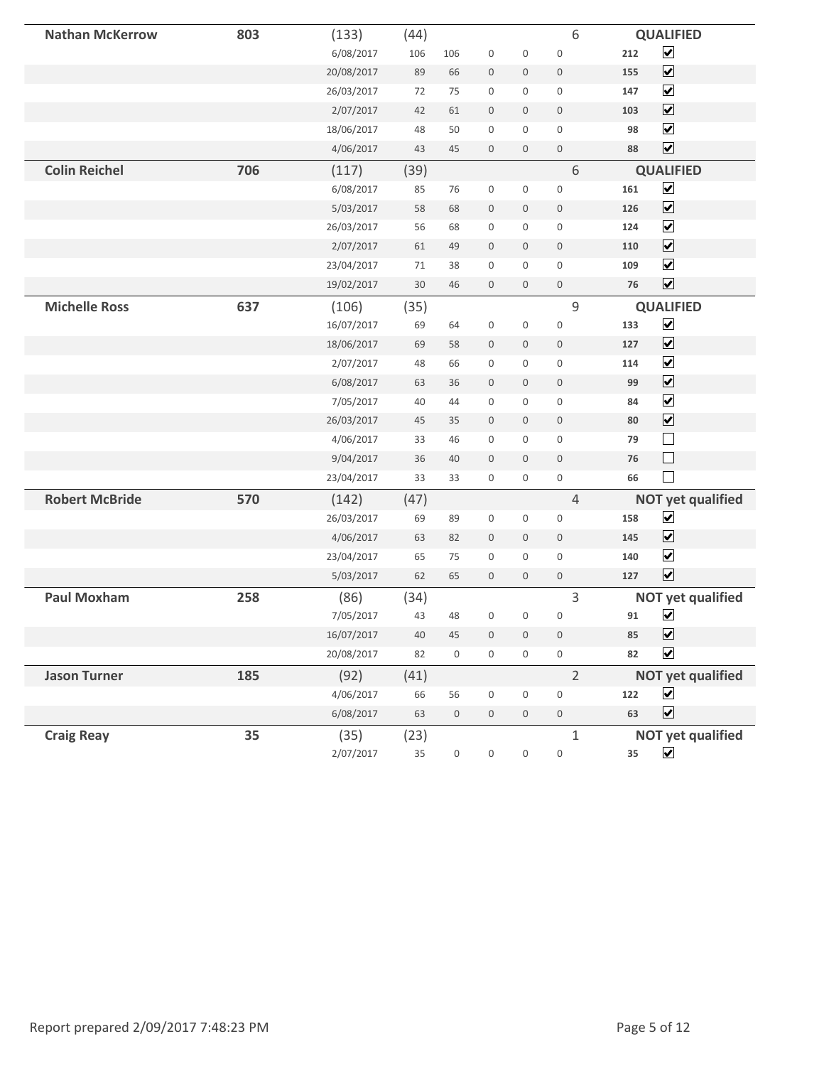| Name | Total | | | | | | Count | Status | |
|---|---|---|---|---|---|---|---|---|---|
| **Nathan McKerrow** | **803** | (133) | (44) | | | | 6 | **QUALIFIED** | |
| | | 6/08/2017 | 106 | 106 | 0 | 0 | 0 | **212** | ☑ |
| | | 20/08/2017 | 89 | 66 | 0 | 0 | 0 | **155** | ☑ |
| | | 26/03/2017 | 72 | 75 | 0 | 0 | 0 | **147** | ☑ |
| | | 2/07/2017 | 42 | 61 | 0 | 0 | 0 | **103** | ☑ |
| | | 18/06/2017 | 48 | 50 | 0 | 0 | 0 | **98** | ☑ |
| | | 4/06/2017 | 43 | 45 | 0 | 0 | 0 | **88** | ☑ |
| **Colin Reichel** | **706** | (117) | (39) | | | | 6 | **QUALIFIED** | |
| | | 6/08/2017 | 85 | 76 | 0 | 0 | 0 | **161** | ☑ |
| | | 5/03/2017 | 58 | 68 | 0 | 0 | 0 | **126** | ☑ |
| | | 26/03/2017 | 56 | 68 | 0 | 0 | 0 | **124** | ☑ |
| | | 2/07/2017 | 61 | 49 | 0 | 0 | 0 | **110** | ☑ |
| | | 23/04/2017 | 71 | 38 | 0 | 0 | 0 | **109** | ☑ |
| | | 19/02/2017 | 30 | 46 | 0 | 0 | 0 | **76** | ☑ |
| **Michelle Ross** | **637** | (106) | (35) | | | | 9 | **QUALIFIED** | |
| | | 16/07/2017 | 69 | 64 | 0 | 0 | 0 | **133** | ☑ |
| | | 18/06/2017 | 69 | 58 | 0 | 0 | 0 | **127** | ☑ |
| | | 2/07/2017 | 48 | 66 | 0 | 0 | 0 | **114** | ☑ |
| | | 6/08/2017 | 63 | 36 | 0 | 0 | 0 | **99** | ☑ |
| | | 7/05/2017 | 40 | 44 | 0 | 0 | 0 | **84** | ☑ |
| | | 26/03/2017 | 45 | 35 | 0 | 0 | 0 | **80** | ☑ |
| | | 4/06/2017 | 33 | 46 | 0 | 0 | 0 | **79** | ☐ |
| | | 9/04/2017 | 36 | 40 | 0 | 0 | 0 | **76** | ☐ |
| | | 23/04/2017 | 33 | 33 | 0 | 0 | 0 | **66** | ☐ |
| **Robert McBride** | **570** | (142) | (47) | | | | 4 | **NOT yet qualified** | |
| | | 26/03/2017 | 69 | 89 | 0 | 0 | 0 | **158** | ☑ |
| | | 4/06/2017 | 63 | 82 | 0 | 0 | 0 | **145** | ☑ |
| | | 23/04/2017 | 65 | 75 | 0 | 0 | 0 | **140** | ☑ |
| | | 5/03/2017 | 62 | 65 | 0 | 0 | 0 | **127** | ☑ |
| **Paul Moxham** | **258** | (86) | (34) | | | | 3 | **NOT yet qualified** | |
| | | 7/05/2017 | 43 | 48 | 0 | 0 | 0 | **91** | ☑ |
| | | 16/07/2017 | 40 | 45 | 0 | 0 | 0 | **85** | ☑ |
| | | 20/08/2017 | 82 | 0 | 0 | 0 | 0 | **82** | ☑ |
| **Jason Turner** | **185** | (92) | (41) | | | | 2 | **NOT yet qualified** | |
| | | 4/06/2017 | 66 | 56 | 0 | 0 | 0 | **122** | ☑ |
| | | 6/08/2017 | 63 | 0 | 0 | 0 | 0 | **63** | ☑ |
| **Craig Reay** | **35** | (35) | (23) | | | | 1 | **NOT yet qualified** | |
| | | 2/07/2017 | 35 | 0 | 0 | 0 | 0 | **35** | ☑ |

Report prepared 2/09/2017 7:48:23 PM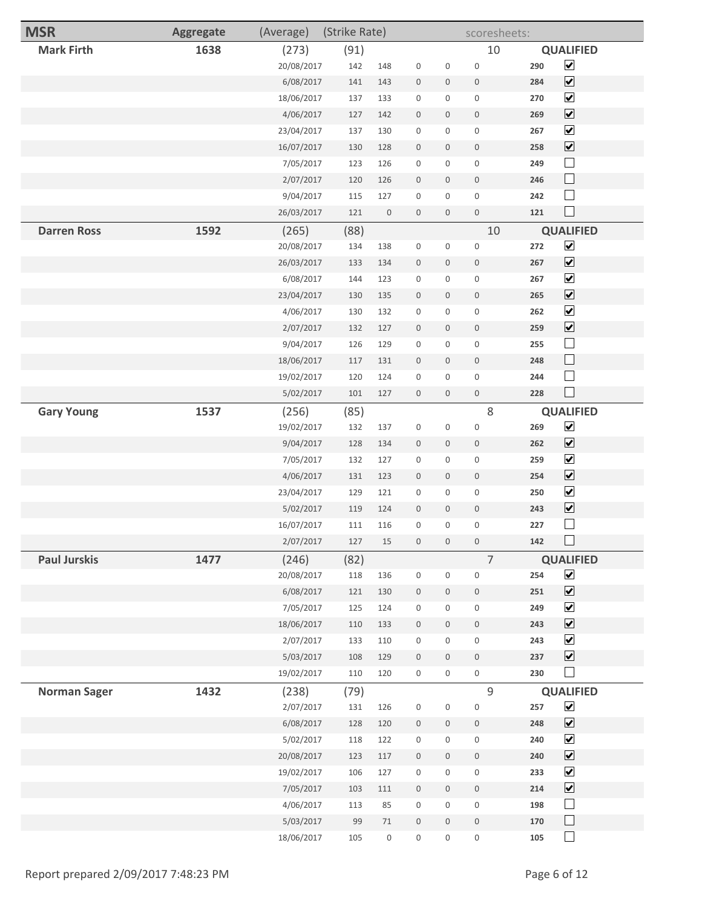| MSR | Aggregate | (Average) | (Strike Rate) | | | | | scoresheets: | | |
|---|---|---|---|---|---|---|---|---|---|---|
| **Mark Firth** | **1638** | (273) | (91) | | | | | 10 | **QUALIFIED** | |
| | | 20/08/2017 | 142 | 148 | 0 | 0 | 0 | | **290** | ☑ |
| | | 6/08/2017 | 141 | 143 | 0 | 0 | 0 | | **284** | ☑ |
| | | 18/06/2017 | 137 | 133 | 0 | 0 | 0 | | **270** | ☑ |
| | | 4/06/2017 | 127 | 142 | 0 | 0 | 0 | | **269** | ☑ |
| | | 23/04/2017 | 137 | 130 | 0 | 0 | 0 | | **267** | ☑ |
| | | 16/07/2017 | 130 | 128 | 0 | 0 | 0 | | **258** | ☑ |
| | | 7/05/2017 | 123 | 126 | 0 | 0 | 0 | | **249** | ☐ |
| | | 2/07/2017 | 120 | 126 | 0 | 0 | 0 | | **246** | ☐ |
| | | 9/04/2017 | 115 | 127 | 0 | 0 | 0 | | **242** | ☐ |
| | | 26/03/2017 | 121 | 0 | 0 | 0 | 0 | | **121** | ☐ |
| **Darren Ross** | **1592** | (265) | (88) | | | | | 10 | **QUALIFIED** | |
| | | 20/08/2017 | 134 | 138 | 0 | 0 | 0 | | **272** | ☑ |
| | | 26/03/2017 | 133 | 134 | 0 | 0 | 0 | | **267** | ☑ |
| | | 6/08/2017 | 144 | 123 | 0 | 0 | 0 | | **267** | ☑ |
| | | 23/04/2017 | 130 | 135 | 0 | 0 | 0 | | **265** | ☑ |
| | | 4/06/2017 | 130 | 132 | 0 | 0 | 0 | | **262** | ☑ |
| | | 2/07/2017 | 132 | 127 | 0 | 0 | 0 | | **259** | ☑ |
| | | 9/04/2017 | 126 | 129 | 0 | 0 | 0 | | **255** | ☐ |
| | | 18/06/2017 | 117 | 131 | 0 | 0 | 0 | | **248** | ☐ |
| | | 19/02/2017 | 120 | 124 | 0 | 0 | 0 | | **244** | ☐ |
| | | 5/02/2017 | 101 | 127 | 0 | 0 | 0 | | **228** | ☐ |
| **Gary Young** | **1537** | (256) | (85) | | | | | 8 | **QUALIFIED** | |
| | | 19/02/2017 | 132 | 137 | 0 | 0 | 0 | | **269** | ☑ |
| | | 9/04/2017 | 128 | 134 | 0 | 0 | 0 | | **262** | ☑ |
| | | 7/05/2017 | 132 | 127 | 0 | 0 | 0 | | **259** | ☑ |
| | | 4/06/2017 | 131 | 123 | 0 | 0 | 0 | | **254** | ☑ |
| | | 23/04/2017 | 129 | 121 | 0 | 0 | 0 | | **250** | ☑ |
| | | 5/02/2017 | 119 | 124 | 0 | 0 | 0 | | **243** | ☑ |
| | | 16/07/2017 | 111 | 116 | 0 | 0 | 0 | | **227** | ☐ |
| | | 2/07/2017 | 127 | 15 | 0 | 0 | 0 | | **142** | ☐ |
| **Paul Jurskis** | **1477** | (246) | (82) | | | | | 7 | **QUALIFIED** | |
| | | 20/08/2017 | 118 | 136 | 0 | 0 | 0 | | **254** | ☑ |
| | | 6/08/2017 | 121 | 130 | 0 | 0 | 0 | | **251** | ☑ |
| | | 7/05/2017 | 125 | 124 | 0 | 0 | 0 | | **249** | ☑ |
| | | 18/06/2017 | 110 | 133 | 0 | 0 | 0 | | **243** | ☑ |
| | | 2/07/2017 | 133 | 110 | 0 | 0 | 0 | | **243** | ☑ |
| | | 5/03/2017 | 108 | 129 | 0 | 0 | 0 | | **237** | ☑ |
| | | 19/02/2017 | 110 | 120 | 0 | 0 | 0 | | **230** | ☐ |
| **Norman Sager** | **1432** | (238) | (79) | | | | | 9 | **QUALIFIED** | |
| | | 2/07/2017 | 131 | 126 | 0 | 0 | 0 | | **257** | ☑ |
| | | 6/08/2017 | 128 | 120 | 0 | 0 | 0 | | **248** | ☑ |
| | | 5/02/2017 | 118 | 122 | 0 | 0 | 0 | | **240** | ☑ |
| | | 20/08/2017 | 123 | 117 | 0 | 0 | 0 | | **240** | ☑ |
| | | 19/02/2017 | 106 | 127 | 0 | 0 | 0 | | **233** | ☑ |
| | | 7/05/2017 | 103 | 111 | 0 | 0 | 0 | | **214** | ☑ |
| | | 4/06/2017 | 113 | 85 | 0 | 0 | 0 | | **198** | ☐ |
| | | 5/03/2017 | 99 | 71 | 0 | 0 | 0 | | **170** | ☐ |
| | | 18/06/2017 | 105 | 0 | 0 | 0 | 0 | | **105** | ☐ |

Report prepared 2/09/2017 7:48:23 PM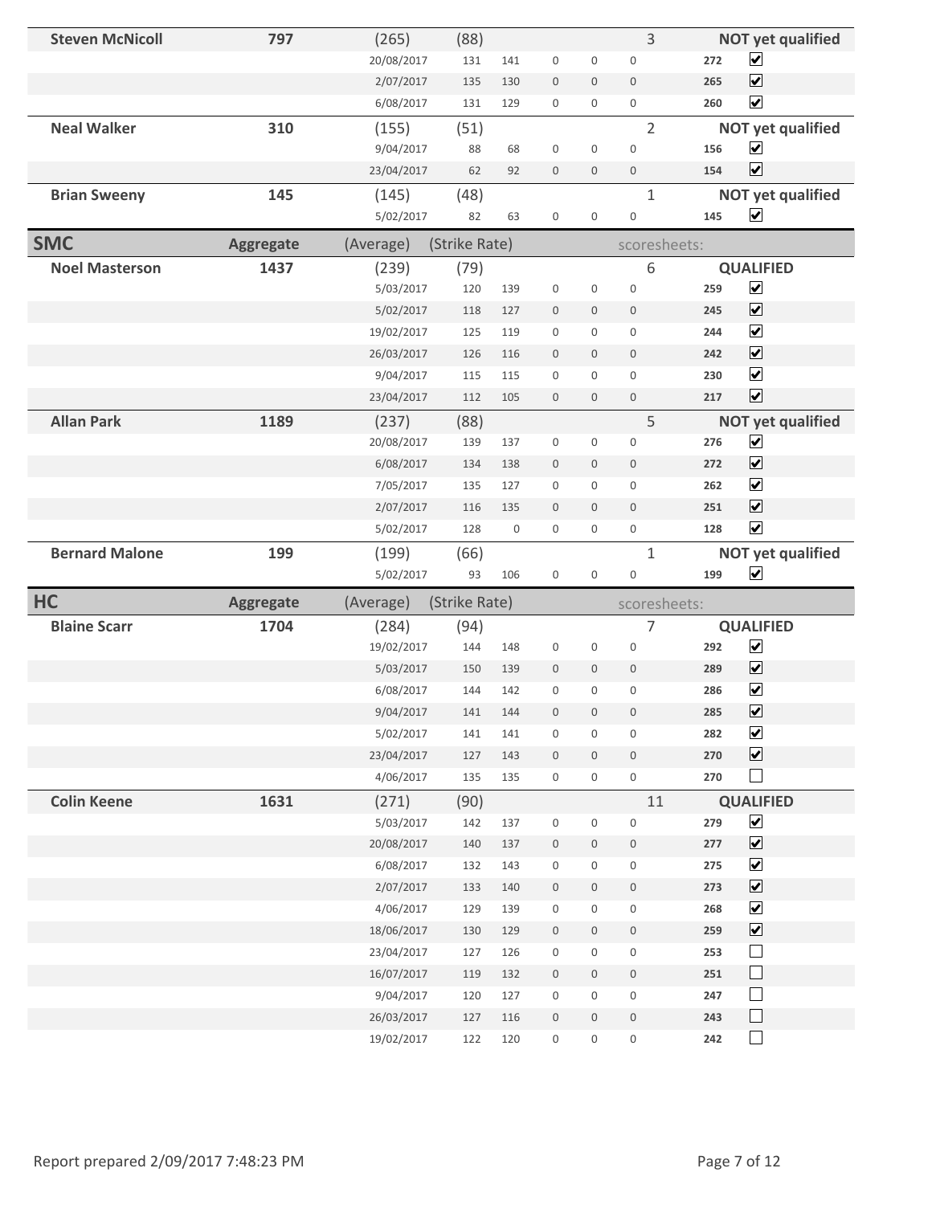| | | | | | | | | | | |
|---|---|---|---|---|---|---|---|---|---|---|
| **Steven McNicoll** | **797** | (265) | (88) | | | | | 3 | | **NOT yet qualified** |
| | | 20/08/2017 | 131 | 141 | 0 | 0 | 0 | | **272** | ☑ |
| | | 2/07/2017 | 135 | 130 | 0 | 0 | 0 | | **265** | ☑ |
| | | 6/08/2017 | 131 | 129 | 0 | 0 | 0 | | **260** | ☑ |
| **Neal Walker** | **310** | (155) | (51) | | | | | 2 | | **NOT yet qualified** |
| | | 9/04/2017 | 88 | 68 | 0 | 0 | 0 | | **156** | ☑ |
| | | 23/04/2017 | 62 | 92 | 0 | 0 | 0 | | **154** | ☑ |
| **Brian Sweeny** | **145** | (145) | (48) | | | | | 1 | | **NOT yet qualified** |
| | | 5/02/2017 | 82 | 63 | 0 | 0 | 0 | | **145** | ☑ |

## SMC

| SMC | Aggregate | (Average) | (Strike Rate) | | | | | scoresheets: | | |
|---|---|---|---|---|---|---|---|---|---|---|
| **Noel Masterson** | **1437** | (239) | (79) | | | | | 6 | | **QUALIFIED** |
| | | 5/03/2017 | 120 | 139 | 0 | 0 | 0 | | **259** | ☑ |
| | | 5/02/2017 | 118 | 127 | 0 | 0 | 0 | | **245** | ☑ |
| | | 19/02/2017 | 125 | 119 | 0 | 0 | 0 | | **244** | ☑ |
| | | 26/03/2017 | 126 | 116 | 0 | 0 | 0 | | **242** | ☑ |
| | | 9/04/2017 | 115 | 115 | 0 | 0 | 0 | | **230** | ☑ |
| | | 23/04/2017 | 112 | 105 | 0 | 0 | 0 | | **217** | ☑ |
| **Allan Park** | **1189** | (237) | (88) | | | | | 5 | | **NOT yet qualified** |
| | | 20/08/2017 | 139 | 137 | 0 | 0 | 0 | | **276** | ☑ |
| | | 6/08/2017 | 134 | 138 | 0 | 0 | 0 | | **272** | ☑ |
| | | 7/05/2017 | 135 | 127 | 0 | 0 | 0 | | **262** | ☑ |
| | | 2/07/2017 | 116 | 135 | 0 | 0 | 0 | | **251** | ☑ |
| | | 5/02/2017 | 128 | 0 | 0 | 0 | 0 | | **128** | ☑ |
| **Bernard Malone** | **199** | (199) | (66) | | | | | 1 | | **NOT yet qualified** |
| | | 5/02/2017 | 93 | 106 | 0 | 0 | 0 | | **199** | ☑ |

## HC

| HC | Aggregate | (Average) | (Strike Rate) | | | | | scoresheets: | | |
|---|---|---|---|---|---|---|---|---|---|---|
| **Blaine Scarr** | **1704** | (284) | (94) | | | | | 7 | | **QUALIFIED** |
| | | 19/02/2017 | 144 | 148 | 0 | 0 | 0 | | **292** | ☑ |
| | | 5/03/2017 | 150 | 139 | 0 | 0 | 0 | | **289** | ☑ |
| | | 6/08/2017 | 144 | 142 | 0 | 0 | 0 | | **286** | ☑ |
| | | 9/04/2017 | 141 | 144 | 0 | 0 | 0 | | **285** | ☑ |
| | | 5/02/2017 | 141 | 141 | 0 | 0 | 0 | | **282** | ☑ |
| | | 23/04/2017 | 127 | 143 | 0 | 0 | 0 | | **270** | ☑ |
| | | 4/06/2017 | 135 | 135 | 0 | 0 | 0 | | **270** | ☐ |
| **Colin Keene** | **1631** | (271) | (90) | | | | | 11 | | **QUALIFIED** |
| | | 5/03/2017 | 142 | 137 | 0 | 0 | 0 | | **279** | ☑ |
| | | 20/08/2017 | 140 | 137 | 0 | 0 | 0 | | **277** | ☑ |
| | | 6/08/2017 | 132 | 143 | 0 | 0 | 0 | | **275** | ☑ |
| | | 2/07/2017 | 133 | 140 | 0 | 0 | 0 | | **273** | ☑ |
| | | 4/06/2017 | 129 | 139 | 0 | 0 | 0 | | **268** | ☑ |
| | | 18/06/2017 | 130 | 129 | 0 | 0 | 0 | | **259** | ☑ |
| | | 23/04/2017 | 127 | 126 | 0 | 0 | 0 | | **253** | ☐ |
| | | 16/07/2017 | 119 | 132 | 0 | 0 | 0 | | **251** | ☐ |
| | | 9/04/2017 | 120 | 127 | 0 | 0 | 0 | | **247** | ☐ |
| | | 26/03/2017 | 127 | 116 | 0 | 0 | 0 | | **243** | ☐ |
| | | 19/02/2017 | 122 | 120 | 0 | 0 | 0 | | **242** | ☐ |

Report prepared 2/09/2017 7:48:23 PM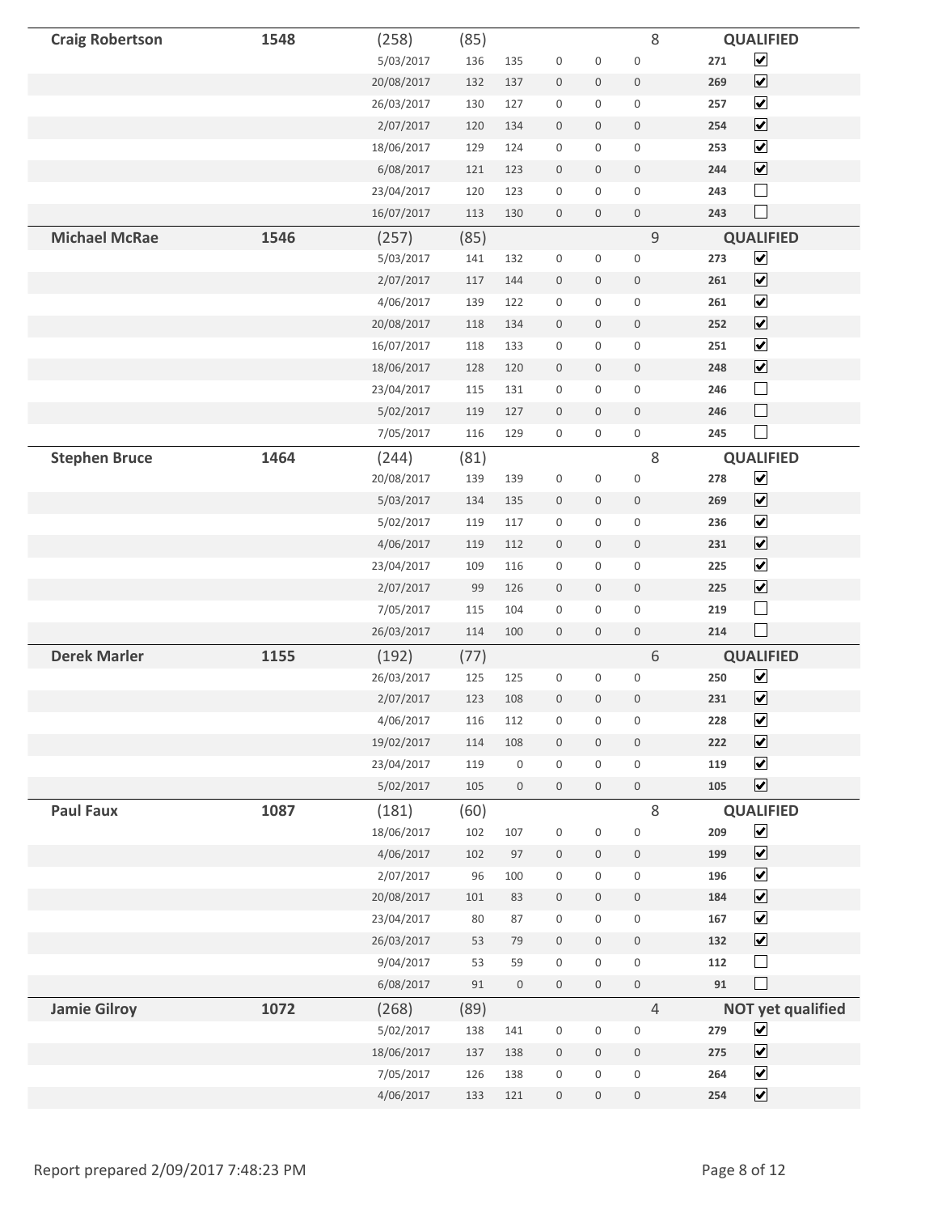| Name | Total | Avg | Avg |  |  |  |  | Count | Score | Status |
|---|---|---|---|---|---|---|---|---|---|---|
| **Craig Robertson** | **1548** | (258) | (85) |  |  |  |  | 8 |  | **QUALIFIED** |
|  |  | 5/03/2017 | 136 | 135 | 0 | 0 | 0 |  | **271** | ☑ |
|  |  | 20/08/2017 | 132 | 137 | 0 | 0 | 0 |  | **269** | ☑ |
|  |  | 26/03/2017 | 130 | 127 | 0 | 0 | 0 |  | **257** | ☑ |
|  |  | 2/07/2017 | 120 | 134 | 0 | 0 | 0 |  | **254** | ☑ |
|  |  | 18/06/2017 | 129 | 124 | 0 | 0 | 0 |  | **253** | ☑ |
|  |  | 6/08/2017 | 121 | 123 | 0 | 0 | 0 |  | **244** | ☑ |
|  |  | 23/04/2017 | 120 | 123 | 0 | 0 | 0 |  | **243** | ☐ |
|  |  | 16/07/2017 | 113 | 130 | 0 | 0 | 0 |  | **243** | ☐ |
| **Michael McRae** | **1546** | (257) | (85) |  |  |  |  | 9 |  | **QUALIFIED** |
|  |  | 5/03/2017 | 141 | 132 | 0 | 0 | 0 |  | **273** | ☑ |
|  |  | 2/07/2017 | 117 | 144 | 0 | 0 | 0 |  | **261** | ☑ |
|  |  | 4/06/2017 | 139 | 122 | 0 | 0 | 0 |  | **261** | ☑ |
|  |  | 20/08/2017 | 118 | 134 | 0 | 0 | 0 |  | **252** | ☑ |
|  |  | 16/07/2017 | 118 | 133 | 0 | 0 | 0 |  | **251** | ☑ |
|  |  | 18/06/2017 | 128 | 120 | 0 | 0 | 0 |  | **248** | ☑ |
|  |  | 23/04/2017 | 115 | 131 | 0 | 0 | 0 |  | **246** | ☐ |
|  |  | 5/02/2017 | 119 | 127 | 0 | 0 | 0 |  | **246** | ☐ |
|  |  | 7/05/2017 | 116 | 129 | 0 | 0 | 0 |  | **245** | ☐ |
| **Stephen Bruce** | **1464** | (244) | (81) |  |  |  |  | 8 |  | **QUALIFIED** |
|  |  | 20/08/2017 | 139 | 139 | 0 | 0 | 0 |  | **278** | ☑ |
|  |  | 5/03/2017 | 134 | 135 | 0 | 0 | 0 |  | **269** | ☑ |
|  |  | 5/02/2017 | 119 | 117 | 0 | 0 | 0 |  | **236** | ☑ |
|  |  | 4/06/2017 | 119 | 112 | 0 | 0 | 0 |  | **231** | ☑ |
|  |  | 23/04/2017 | 109 | 116 | 0 | 0 | 0 |  | **225** | ☑ |
|  |  | 2/07/2017 | 99 | 126 | 0 | 0 | 0 |  | **225** | ☑ |
|  |  | 7/05/2017 | 115 | 104 | 0 | 0 | 0 |  | **219** | ☐ |
|  |  | 26/03/2017 | 114 | 100 | 0 | 0 | 0 |  | **214** | ☐ |
| **Derek Marler** | **1155** | (192) | (77) |  |  |  |  | 6 |  | **QUALIFIED** |
|  |  | 26/03/2017 | 125 | 125 | 0 | 0 | 0 |  | **250** | ☑ |
|  |  | 2/07/2017 | 123 | 108 | 0 | 0 | 0 |  | **231** | ☑ |
|  |  | 4/06/2017 | 116 | 112 | 0 | 0 | 0 |  | **228** | ☑ |
|  |  | 19/02/2017 | 114 | 108 | 0 | 0 | 0 |  | **222** | ☑ |
|  |  | 23/04/2017 | 119 | 0 | 0 | 0 | 0 |  | **119** | ☑ |
|  |  | 5/02/2017 | 105 | 0 | 0 | 0 | 0 |  | **105** | ☑ |
| **Paul Faux** | **1087** | (181) | (60) |  |  |  |  | 8 |  | **QUALIFIED** |
|  |  | 18/06/2017 | 102 | 107 | 0 | 0 | 0 |  | **209** | ☑ |
|  |  | 4/06/2017 | 102 | 97 | 0 | 0 | 0 |  | **199** | ☑ |
|  |  | 2/07/2017 | 96 | 100 | 0 | 0 | 0 |  | **196** | ☑ |
|  |  | 20/08/2017 | 101 | 83 | 0 | 0 | 0 |  | **184** | ☑ |
|  |  | 23/04/2017 | 80 | 87 | 0 | 0 | 0 |  | **167** | ☑ |
|  |  | 26/03/2017 | 53 | 79 | 0 | 0 | 0 |  | **132** | ☑ |
|  |  | 9/04/2017 | 53 | 59 | 0 | 0 | 0 |  | **112** | ☐ |
|  |  | 6/08/2017 | 91 | 0 | 0 | 0 | 0 |  | **91** | ☐ |
| **Jamie Gilroy** | **1072** | (268) | (89) |  |  |  |  | 4 |  | **NOT yet qualified** |
|  |  | 5/02/2017 | 138 | 141 | 0 | 0 | 0 |  | **279** | ☑ |
|  |  | 18/06/2017 | 137 | 138 | 0 | 0 | 0 |  | **275** | ☑ |
|  |  | 7/05/2017 | 126 | 138 | 0 | 0 | 0 |  | **264** | ☑ |
|  |  | 4/06/2017 | 133 | 121 | 0 | 0 | 0 |  | **254** | ☑ |

Report prepared 2/09/2017 7:48:23 PM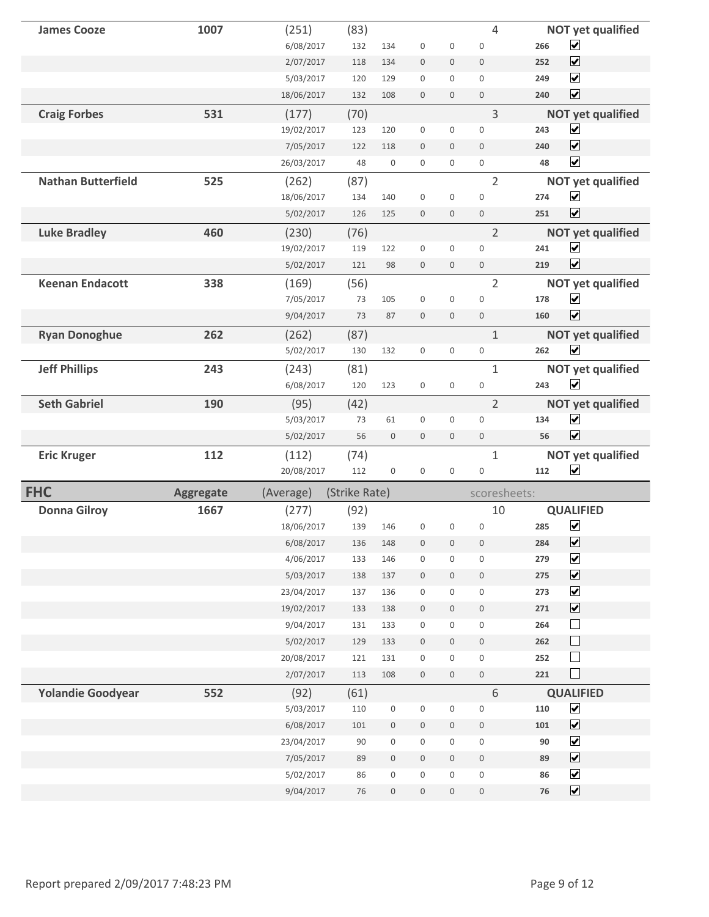| Name | Aggregate | (Average) | (Strike Rate) | | | | | scoresheets: | | |
|---|---|---|---|---|---|---|---|---|---|---|
| **James Cooze** | **1007** | (251) | (83) | | | | | 4 | | **NOT yet qualified** |
| | | 6/08/2017 | 132 | 134 | 0 | 0 | 0 | | **266** | ☑ |
| | | 2/07/2017 | 118 | 134 | 0 | 0 | 0 | | **252** | ☑ |
| | | 5/03/2017 | 120 | 129 | 0 | 0 | 0 | | **249** | ☑ |
| | | 18/06/2017 | 132 | 108 | 0 | 0 | 0 | | **240** | ☑ |
| **Craig Forbes** | **531** | (177) | (70) | | | | | 3 | | **NOT yet qualified** |
| | | 19/02/2017 | 123 | 120 | 0 | 0 | 0 | | **243** | ☑ |
| | | 7/05/2017 | 122 | 118 | 0 | 0 | 0 | | **240** | ☑ |
| | | 26/03/2017 | 48 | 0 | 0 | 0 | 0 | | **48** | ☑ |
| **Nathan Butterfield** | **525** | (262) | (87) | | | | | 2 | | **NOT yet qualified** |
| | | 18/06/2017 | 134 | 140 | 0 | 0 | 0 | | **274** | ☑ |
| | | 5/02/2017 | 126 | 125 | 0 | 0 | 0 | | **251** | ☑ |
| **Luke Bradley** | **460** | (230) | (76) | | | | | 2 | | **NOT yet qualified** |
| | | 19/02/2017 | 119 | 122 | 0 | 0 | 0 | | **241** | ☑ |
| | | 5/02/2017 | 121 | 98 | 0 | 0 | 0 | | **219** | ☑ |
| **Keenan Endacott** | **338** | (169) | (56) | | | | | 2 | | **NOT yet qualified** |
| | | 7/05/2017 | 73 | 105 | 0 | 0 | 0 | | **178** | ☑ |
| | | 9/04/2017 | 73 | 87 | 0 | 0 | 0 | | **160** | ☑ |
| **Ryan Donoghue** | **262** | (262) | (87) | | | | | 1 | | **NOT yet qualified** |
| | | 5/02/2017 | 130 | 132 | 0 | 0 | 0 | | **262** | ☑ |
| **Jeff Phillips** | **243** | (243) | (81) | | | | | 1 | | **NOT yet qualified** |
| | | 6/08/2017 | 120 | 123 | 0 | 0 | 0 | | **243** | ☑ |
| **Seth Gabriel** | **190** | (95) | (42) | | | | | 2 | | **NOT yet qualified** |
| | | 5/03/2017 | 73 | 61 | 0 | 0 | 0 | | **134** | ☑ |
| | | 5/02/2017 | 56 | 0 | 0 | 0 | 0 | | **56** | ☑ |
| **Eric Kruger** | **112** | (112) | (74) | | | | | 1 | | **NOT yet qualified** |
| | | 20/08/2017 | 112 | 0 | 0 | 0 | 0 | | **112** | ☑ |

| **FHC** | **Aggregate** | (Average) | (Strike Rate) | | | | | scoresheets: | | |
|---|---|---|---|---|---|---|---|---|---|---|
| **Donna Gilroy** | **1667** | (277) | (92) | | | | | 10 | | **QUALIFIED** |
| | | 18/06/2017 | 139 | 146 | 0 | 0 | 0 | | **285** | ☑ |
| | | 6/08/2017 | 136 | 148 | 0 | 0 | 0 | | **284** | ☑ |
| | | 4/06/2017 | 133 | 146 | 0 | 0 | 0 | | **279** | ☑ |
| | | 5/03/2017 | 138 | 137 | 0 | 0 | 0 | | **275** | ☑ |
| | | 23/04/2017 | 137 | 136 | 0 | 0 | 0 | | **273** | ☑ |
| | | 19/02/2017 | 133 | 138 | 0 | 0 | 0 | | **271** | ☑ |
| | | 9/04/2017 | 131 | 133 | 0 | 0 | 0 | | **264** | ☐ |
| | | 5/02/2017 | 129 | 133 | 0 | 0 | 0 | | **262** | ☐ |
| | | 20/08/2017 | 121 | 131 | 0 | 0 | 0 | | **252** | ☐ |
| | | 2/07/2017 | 113 | 108 | 0 | 0 | 0 | | **221** | ☐ |
| **Yolandie Goodyear** | **552** | (92) | (61) | | | | | 6 | | **QUALIFIED** |
| | | 5/03/2017 | 110 | 0 | 0 | 0 | 0 | | **110** | ☑ |
| | | 6/08/2017 | 101 | 0 | 0 | 0 | 0 | | **101** | ☑ |
| | | 23/04/2017 | 90 | 0 | 0 | 0 | 0 | | **90** | ☑ |
| | | 7/05/2017 | 89 | 0 | 0 | 0 | 0 | | **89** | ☑ |
| | | 5/02/2017 | 86 | 0 | 0 | 0 | 0 | | **86** | ☑ |
| | | 9/04/2017 | 76 | 0 | 0 | 0 | 0 | | **76** | ☑ |

Report prepared 2/09/2017 7:48:23 PM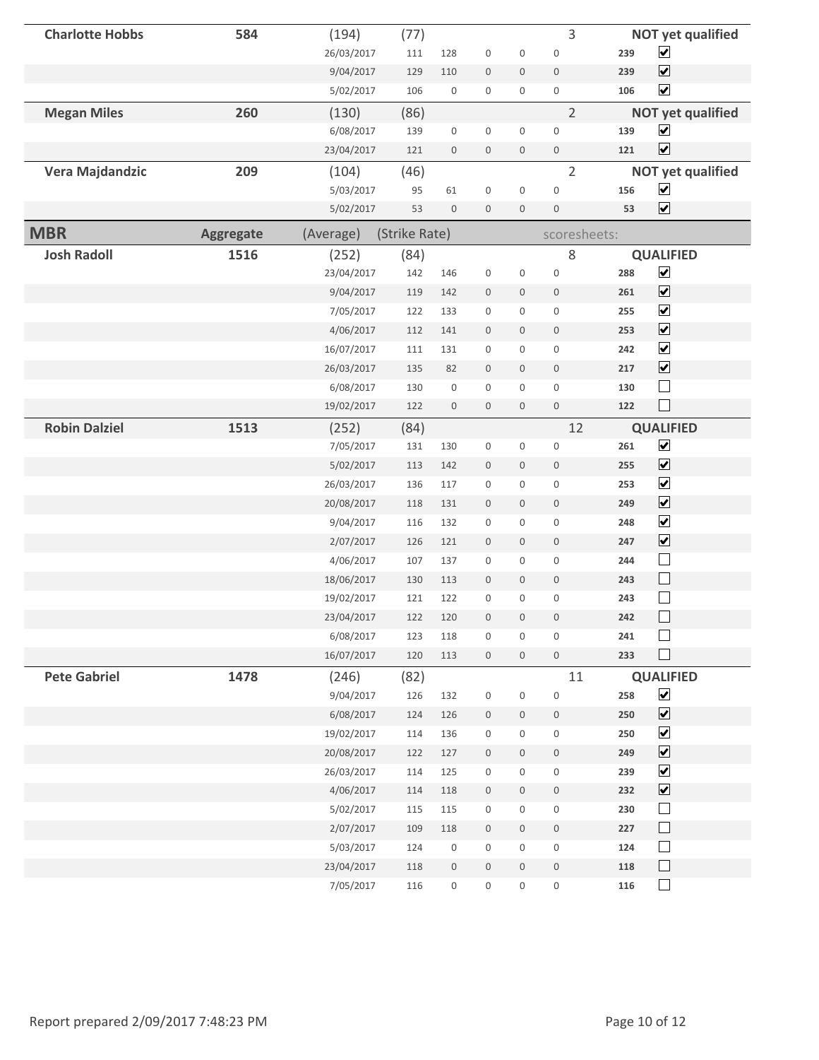| Name | Aggregate | (Average) | (Strike Rate) | | | | | scoresheets: | | |
|---|---|---|---|---|---|---|---|---|---|---|
| **Charlotte Hobbs** | **584** | (194) | (77) | | | | | 3 | | **NOT yet qualified** |
| | | 26/03/2017 | 111 | 128 | 0 | 0 | 0 | | **239** | ☑ |
| | | 9/04/2017 | 129 | 110 | 0 | 0 | 0 | | **239** | ☑ |
| | | 5/02/2017 | 106 | 0 | 0 | 0 | 0 | | **106** | ☑ |
| **Megan Miles** | **260** | (130) | (86) | | | | | 2 | | **NOT yet qualified** |
| | | 6/08/2017 | 139 | 0 | 0 | 0 | 0 | | **139** | ☑ |
| | | 23/04/2017 | 121 | 0 | 0 | 0 | 0 | | **121** | ☑ |
| **Vera Majdandzic** | **209** | (104) | (46) | | | | | 2 | | **NOT yet qualified** |
| | | 5/03/2017 | 95 | 61 | 0 | 0 | 0 | | **156** | ☑ |
| | | 5/02/2017 | 53 | 0 | 0 | 0 | 0 | | **53** | ☑ |

| **MBR** | **Aggregate** | (Average) | (Strike Rate) | | | | | scoresheets: | | |
|---|---|---|---|---|---|---|---|---|---|---|
| **Josh Radoll** | **1516** | (252) | (84) | | | | | 8 | | **QUALIFIED** |
| | | 23/04/2017 | 142 | 146 | 0 | 0 | 0 | | **288** | ☑ |
| | | 9/04/2017 | 119 | 142 | 0 | 0 | 0 | | **261** | ☑ |
| | | 7/05/2017 | 122 | 133 | 0 | 0 | 0 | | **255** | ☑ |
| | | 4/06/2017 | 112 | 141 | 0 | 0 | 0 | | **253** | ☑ |
| | | 16/07/2017 | 111 | 131 | 0 | 0 | 0 | | **242** | ☑ |
| | | 26/03/2017 | 135 | 82 | 0 | 0 | 0 | | **217** | ☑ |
| | | 6/08/2017 | 130 | 0 | 0 | 0 | 0 | | **130** | ☐ |
| | | 19/02/2017 | 122 | 0 | 0 | 0 | 0 | | **122** | ☐ |
| **Robin Dalziel** | **1513** | (252) | (84) | | | | | 12 | | **QUALIFIED** |
| | | 7/05/2017 | 131 | 130 | 0 | 0 | 0 | | **261** | ☑ |
| | | 5/02/2017 | 113 | 142 | 0 | 0 | 0 | | **255** | ☑ |
| | | 26/03/2017 | 136 | 117 | 0 | 0 | 0 | | **253** | ☑ |
| | | 20/08/2017 | 118 | 131 | 0 | 0 | 0 | | **249** | ☑ |
| | | 9/04/2017 | 116 | 132 | 0 | 0 | 0 | | **248** | ☑ |
| | | 2/07/2017 | 126 | 121 | 0 | 0 | 0 | | **247** | ☑ |
| | | 4/06/2017 | 107 | 137 | 0 | 0 | 0 | | **244** | ☐ |
| | | 18/06/2017 | 130 | 113 | 0 | 0 | 0 | | **243** | ☐ |
| | | 19/02/2017 | 121 | 122 | 0 | 0 | 0 | | **243** | ☐ |
| | | 23/04/2017 | 122 | 120 | 0 | 0 | 0 | | **242** | ☐ |
| | | 6/08/2017 | 123 | 118 | 0 | 0 | 0 | | **241** | ☐ |
| | | 16/07/2017 | 120 | 113 | 0 | 0 | 0 | | **233** | ☐ |
| **Pete Gabriel** | **1478** | (246) | (82) | | | | | 11 | | **QUALIFIED** |
| | | 9/04/2017 | 126 | 132 | 0 | 0 | 0 | | **258** | ☑ |
| | | 6/08/2017 | 124 | 126 | 0 | 0 | 0 | | **250** | ☑ |
| | | 19/02/2017 | 114 | 136 | 0 | 0 | 0 | | **250** | ☑ |
| | | 20/08/2017 | 122 | 127 | 0 | 0 | 0 | | **249** | ☑ |
| | | 26/03/2017 | 114 | 125 | 0 | 0 | 0 | | **239** | ☑ |
| | | 4/06/2017 | 114 | 118 | 0 | 0 | 0 | | **232** | ☑ |
| | | 5/02/2017 | 115 | 115 | 0 | 0 | 0 | | **230** | ☐ |
| | | 2/07/2017 | 109 | 118 | 0 | 0 | 0 | | **227** | ☐ |
| | | 5/03/2017 | 124 | 0 | 0 | 0 | 0 | | **124** | ☐ |
| | | 23/04/2017 | 118 | 0 | 0 | 0 | 0 | | **118** | ☐ |
| | | 7/05/2017 | 116 | 0 | 0 | 0 | 0 | | **116** | ☐ |

Report prepared 2/09/2017 7:48:23 PM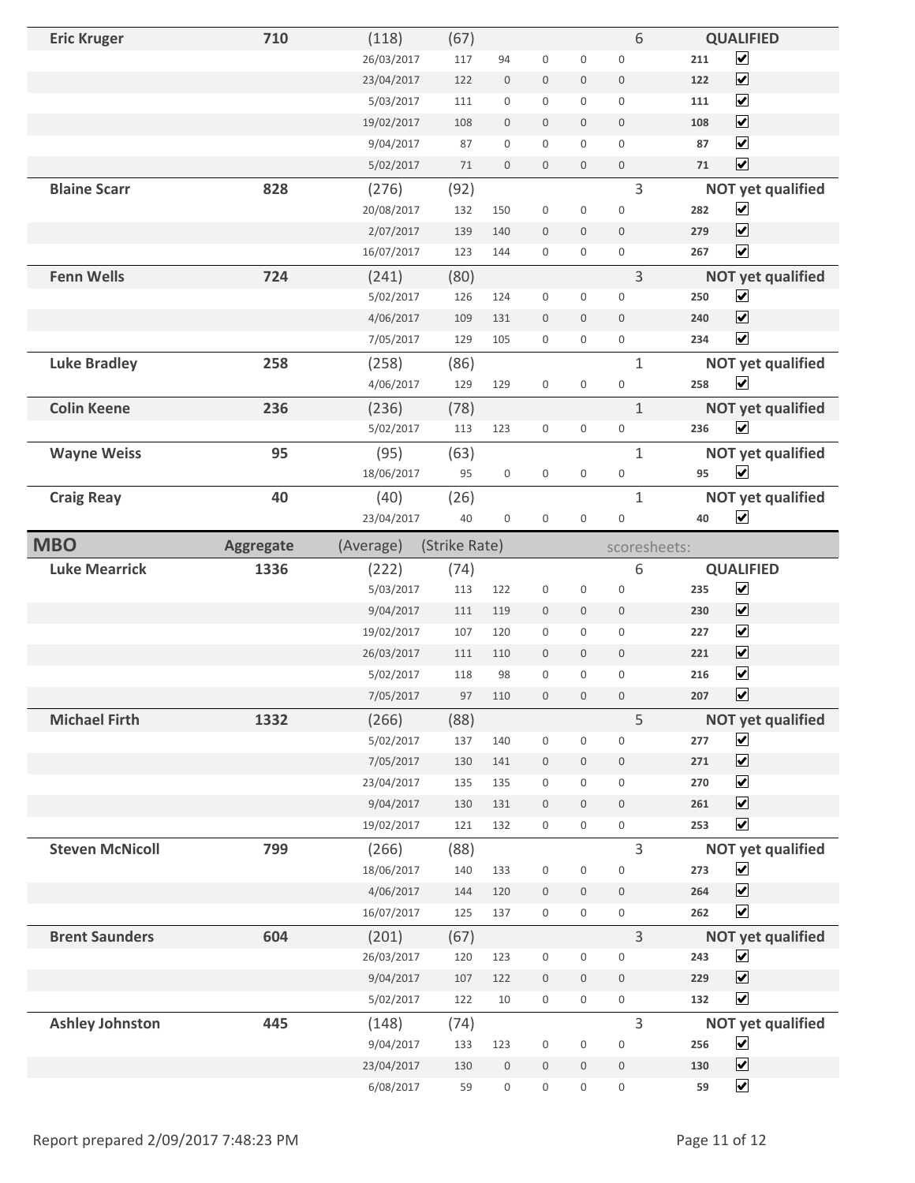| Eric Kruger | 710 | (118) | (67) | | | | | 6 | | QUALIFIED |
|---|---|---|---|---|---|---|---|---|---|---|
| | | 26/03/2017 | 117 | 94 | 0 | 0 | 0 | | 211 | ☑ |
| | | 23/04/2017 | 122 | 0 | 0 | 0 | 0 | | 122 | ☑ |
| | | 5/03/2017 | 111 | 0 | 0 | 0 | 0 | | 111 | ☑ |
| | | 19/02/2017 | 108 | 0 | 0 | 0 | 0 | | 108 | ☑ |
| | | 9/04/2017 | 87 | 0 | 0 | 0 | 0 | | 87 | ☑ |
| | | 5/02/2017 | 71 | 0 | 0 | 0 | 0 | | 71 | ☑ |
| **Blaine Scarr** | **828** | (276) | (92) | | | | | 3 | | **NOT yet qualified** |
| | | 20/08/2017 | 132 | 150 | 0 | 0 | 0 | | 282 | ☑ |
| | | 2/07/2017 | 139 | 140 | 0 | 0 | 0 | | 279 | ☑ |
| | | 16/07/2017 | 123 | 144 | 0 | 0 | 0 | | 267 | ☑ |
| **Fenn Wells** | **724** | (241) | (80) | | | | | 3 | | **NOT yet qualified** |
| | | 5/02/2017 | 126 | 124 | 0 | 0 | 0 | | 250 | ☑ |
| | | 4/06/2017 | 109 | 131 | 0 | 0 | 0 | | 240 | ☑ |
| | | 7/05/2017 | 129 | 105 | 0 | 0 | 0 | | 234 | ☑ |
| **Luke Bradley** | **258** | (258) | (86) | | | | | 1 | | **NOT yet qualified** |
| | | 4/06/2017 | 129 | 129 | 0 | 0 | 0 | | 258 | ☑ |
| **Colin Keene** | **236** | (236) | (78) | | | | | 1 | | **NOT yet qualified** |
| | | 5/02/2017 | 113 | 123 | 0 | 0 | 0 | | 236 | ☑ |
| **Wayne Weiss** | **95** | (95) | (63) | | | | | 1 | | **NOT yet qualified** |
| | | 18/06/2017 | 95 | 0 | 0 | 0 | 0 | | 95 | ☑ |
| **Craig Reay** | **40** | (40) | (26) | | | | | 1 | | **NOT yet qualified** |
| | | 23/04/2017 | 40 | 0 | 0 | 0 | 0 | | 40 | ☑ |

| MBO | Aggregate | (Average) | (Strike Rate) | | | | | scoresheets: | | |
|---|---|---|---|---|---|---|---|---|---|---|
| **Luke Mearrick** | **1336** | (222) | (74) | | | | | 6 | | **QUALIFIED** |
| | | 5/03/2017 | 113 | 122 | 0 | 0 | 0 | | 235 | ☑ |
| | | 9/04/2017 | 111 | 119 | 0 | 0 | 0 | | 230 | ☑ |
| | | 19/02/2017 | 107 | 120 | 0 | 0 | 0 | | 227 | ☑ |
| | | 26/03/2017 | 111 | 110 | 0 | 0 | 0 | | 221 | ☑ |
| | | 5/02/2017 | 118 | 98 | 0 | 0 | 0 | | 216 | ☑ |
| | | 7/05/2017 | 97 | 110 | 0 | 0 | 0 | | 207 | ☑ |
| **Michael Firth** | **1332** | (266) | (88) | | | | | 5 | | **NOT yet qualified** |
| | | 5/02/2017 | 137 | 140 | 0 | 0 | 0 | | 277 | ☑ |
| | | 7/05/2017 | 130 | 141 | 0 | 0 | 0 | | 271 | ☑ |
| | | 23/04/2017 | 135 | 135 | 0 | 0 | 0 | | 270 | ☑ |
| | | 9/04/2017 | 130 | 131 | 0 | 0 | 0 | | 261 | ☑ |
| | | 19/02/2017 | 121 | 132 | 0 | 0 | 0 | | 253 | ☑ |
| **Steven McNicoll** | **799** | (266) | (88) | | | | | 3 | | **NOT yet qualified** |
| | | 18/06/2017 | 140 | 133 | 0 | 0 | 0 | | 273 | ☑ |
| | | 4/06/2017 | 144 | 120 | 0 | 0 | 0 | | 264 | ☑ |
| | | 16/07/2017 | 125 | 137 | 0 | 0 | 0 | | 262 | ☑ |
| **Brent Saunders** | **604** | (201) | (67) | | | | | 3 | | **NOT yet qualified** |
| | | 26/03/2017 | 120 | 123 | 0 | 0 | 0 | | 243 | ☑ |
| | | 9/04/2017 | 107 | 122 | 0 | 0 | 0 | | 229 | ☑ |
| | | 5/02/2017 | 122 | 10 | 0 | 0 | 0 | | 132 | ☑ |
| **Ashley Johnston** | **445** | (148) | (74) | | | | | 3 | | **NOT yet qualified** |
| | | 9/04/2017 | 133 | 123 | 0 | 0 | 0 | | 256 | ☑ |
| | | 23/04/2017 | 130 | 0 | 0 | 0 | 0 | | 130 | ☑ |
| | | 6/08/2017 | 59 | 0 | 0 | 0 | 0 | | 59 | ☑ |

Report prepared 2/09/2017 7:48:23 PM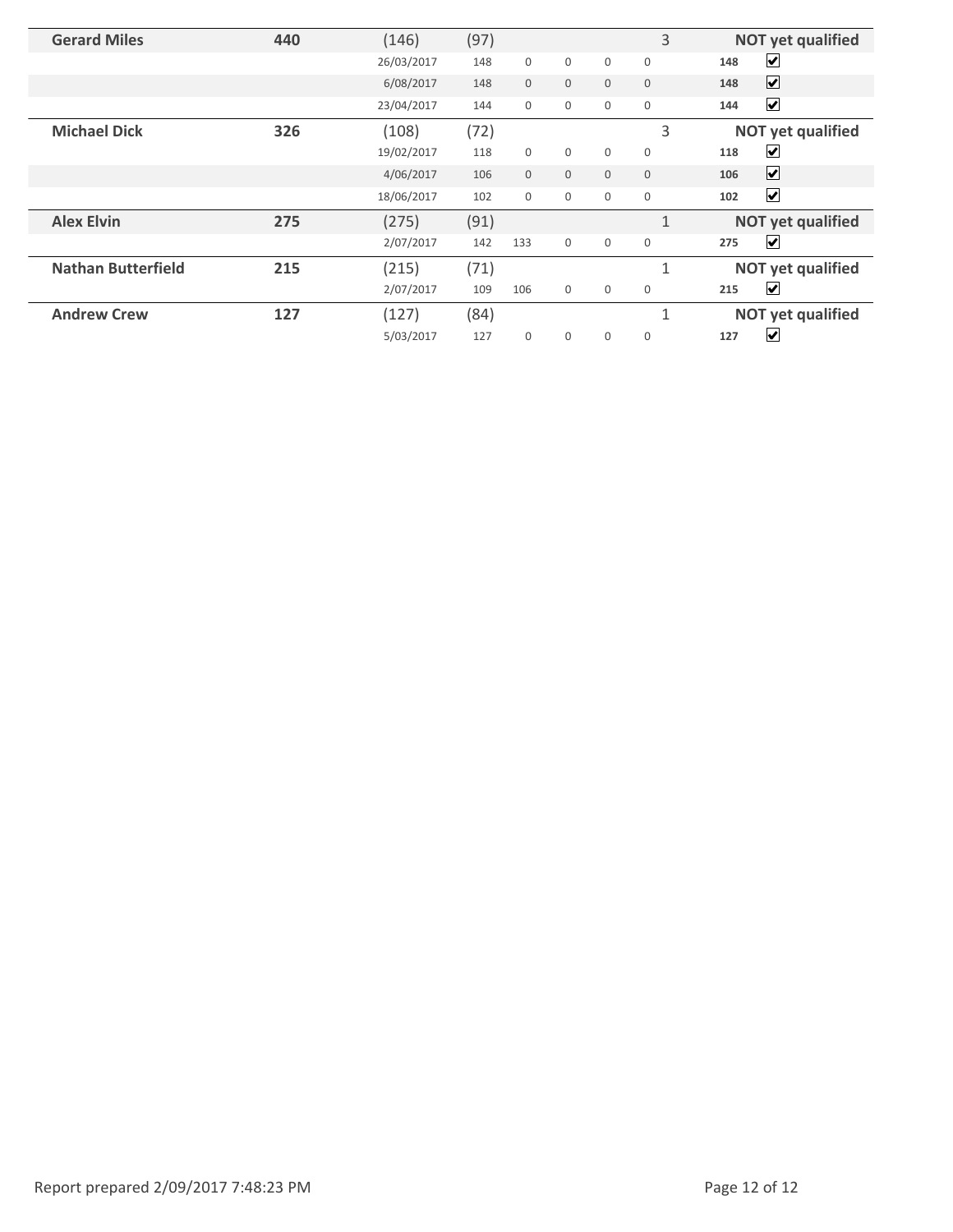| | | | | | | | | | | | |
|---|---|---|---|---|---|---|---|---|---|---|---|
| **Gerard Miles** | **440** | (146) | (97) | | | | | 3 | | | **NOT yet qualified** |
| | | 26/03/2017 | 148 | 0 | 0 | 0 | 0 | | **148** | ☑ | |
| | | 6/08/2017 | 148 | 0 | 0 | 0 | 0 | | **148** | ☑ | |
| | | 23/04/2017 | 144 | 0 | 0 | 0 | 0 | | **144** | ☑ | |
| **Michael Dick** | **326** | (108) | (72) | | | | | 3 | | | **NOT yet qualified** |
| | | 19/02/2017 | 118 | 0 | 0 | 0 | 0 | | **118** | ☑ | |
| | | 4/06/2017 | 106 | 0 | 0 | 0 | 0 | | **106** | ☑ | |
| | | 18/06/2017 | 102 | 0 | 0 | 0 | 0 | | **102** | ☑ | |
| **Alex Elvin** | **275** | (275) | (91) | | | | | 1 | | | **NOT yet qualified** |
| | | 2/07/2017 | 142 | 133 | 0 | 0 | 0 | | **275** | ☑ | |
| **Nathan Butterfield** | **215** | (215) | (71) | | | | | 1 | | | **NOT yet qualified** |
| | | 2/07/2017 | 109 | 106 | 0 | 0 | 0 | | **215** | ☑ | |
| **Andrew Crew** | **127** | (127) | (84) | | | | | 1 | | | **NOT yet qualified** |
| | | 5/03/2017 | 127 | 0 | 0 | 0 | 0 | | **127** | ☑ | |

Report prepared 2/09/2017 7:48:23 PM